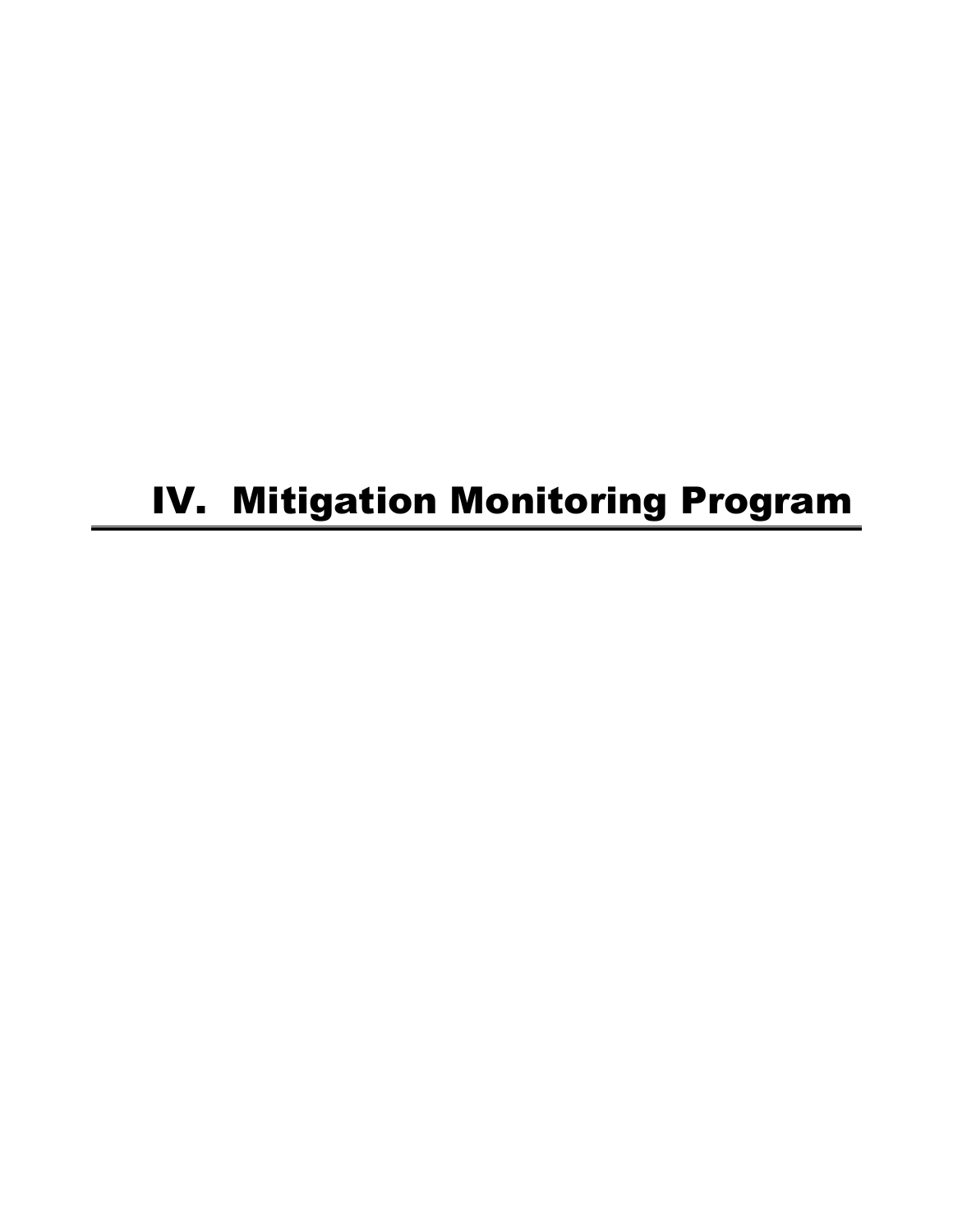# IV. Mitigation Monitoring Program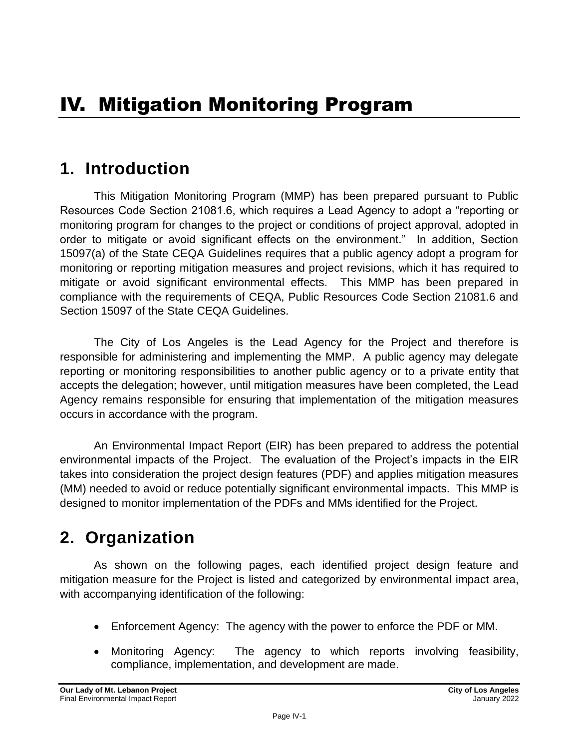# IV. Mitigation Monitoring Program

## 1. Introduction

This Mitigation Monitoring Program (MMP) has been prepared pursuant to Public Resources Code Section 21081.6, which requires a Lead Agency to adopt a "reporting or monitoring program for changes to the project or conditions of project approval, adopted in order to mitigate or avoid significant effects on the environment." In addition, Section 15097(a) of the State CEQA Guidelines requires that a public agency adopt a program for monitoring or reporting mitigation measures and project revisions, which it has required to mitigate or avoid significant environmental effects. This MMP has been prepared in compliance with the requirements of CEQA, Public Resources Code Section 21081.6 and Section 15097 of the State CEQA Guidelines.

The City of Los Angeles is the Lead Agency for the Project and therefore is responsible for administering and implementing the MMP. A public agency may delegate reporting or monitoring responsibilities to another public agency or to a private entity that accepts the delegation; however, until mitigation measures have been completed, the Lead Agency remains responsible for ensuring that implementation of the mitigation measures occurs in accordance with the program.

An Environmental Impact Report (EIR) has been prepared to address the potential environmental impacts of the Project. The evaluation of the Project's impacts in the EIR takes into consideration the project design features (PDF) and applies mitigation measures (MM) needed to avoid or reduce potentially significant environmental impacts. This MMP is designed to monitor implementation of the PDFs and MMs identified for the Project.

## 2. Organization

As shown on the following pages, each identified project design feature and mitigation measure for the Project is listed and categorized by environmental impact area, with accompanying identification of the following:

- Enforcement Agency: The agency with the power to enforce the PDF or MM.
- Monitoring Agency: The agency to which reports involving feasibility, compliance, implementation, and development are made.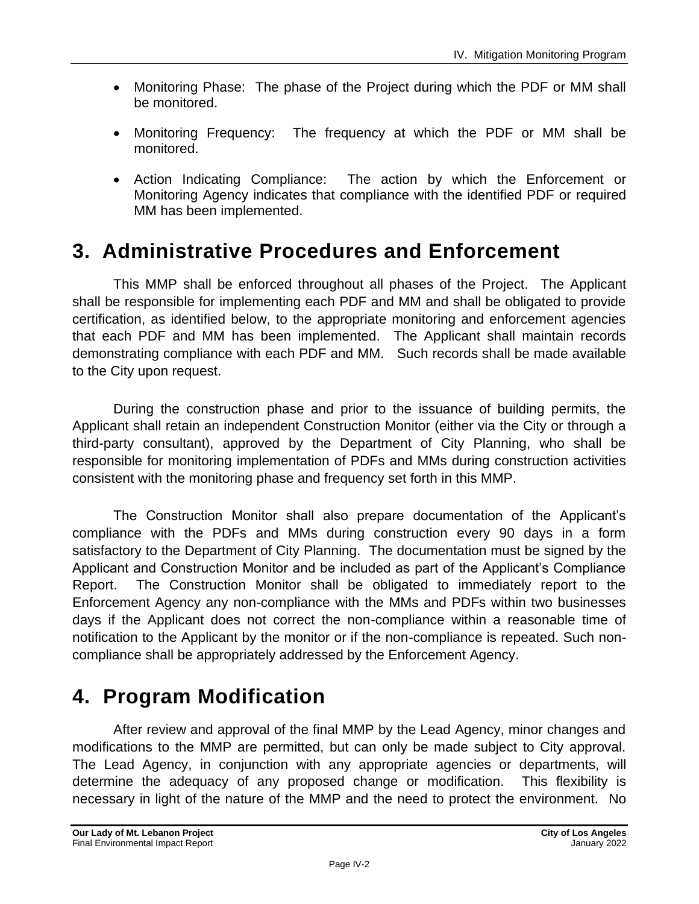- Monitoring Phase: The phase of the Project during which the PDF or MM shall be monitored.
- Monitoring Frequency: The frequency at which the PDF or MM shall be monitored.
- Action Indicating Compliance: The action by which the Enforcement or Monitoring Agency indicates that compliance with the identified PDF or required MM has been implemented.

# 3. Administrative Procedures and Enforcement

This MMP shall be enforced throughout all phases of the Project. The Applicant shall be responsible for implementing each PDF and MM and shall be obligated to provide certification, as identified below, to the appropriate monitoring and enforcement agencies that each PDF and MM has been implemented. The Applicant shall maintain records demonstrating compliance with each PDF and MM. Such records shall be made available to the City upon request.

During the construction phase and prior to the issuance of building permits, the Applicant shall retain an independent Construction Monitor (either via the City or through a third-party consultant), approved by the Department of City Planning, who shall be responsible for monitoring implementation of PDFs and MMs during construction activities consistent with the monitoring phase and frequency set forth in this MMP.

The Construction Monitor shall also prepare documentation of the Applicant's compliance with the PDFs and MMs during construction every 90 days in a form satisfactory to the Department of City Planning. The documentation must be signed by the Applicant and Construction Monitor and be included as part of the Applicant's Compliance Report. The Construction Monitor shall be obligated to immediately report to the Enforcement Agency any non-compliance with the MMs and PDFs within two businesses days if the Applicant does not correct the non-compliance within a reasonable time of notification to the Applicant by the monitor or if the non-compliance is repeated. Such non-compliance shall be appropriately addressed by the Enforcement Agency.

# 4. Program Modification

After review and approval of the final MMP by the Lead Agency, minor changes and modifications to the MMP are permitted, but can only be made subject to City approval. The Lead Agency, in conjunction with any appropriate agencies or departments, will determine the adequacy of any proposed change or modification. This flexibility is necessary in light of the nature of the MMP and the need to protect the environment. No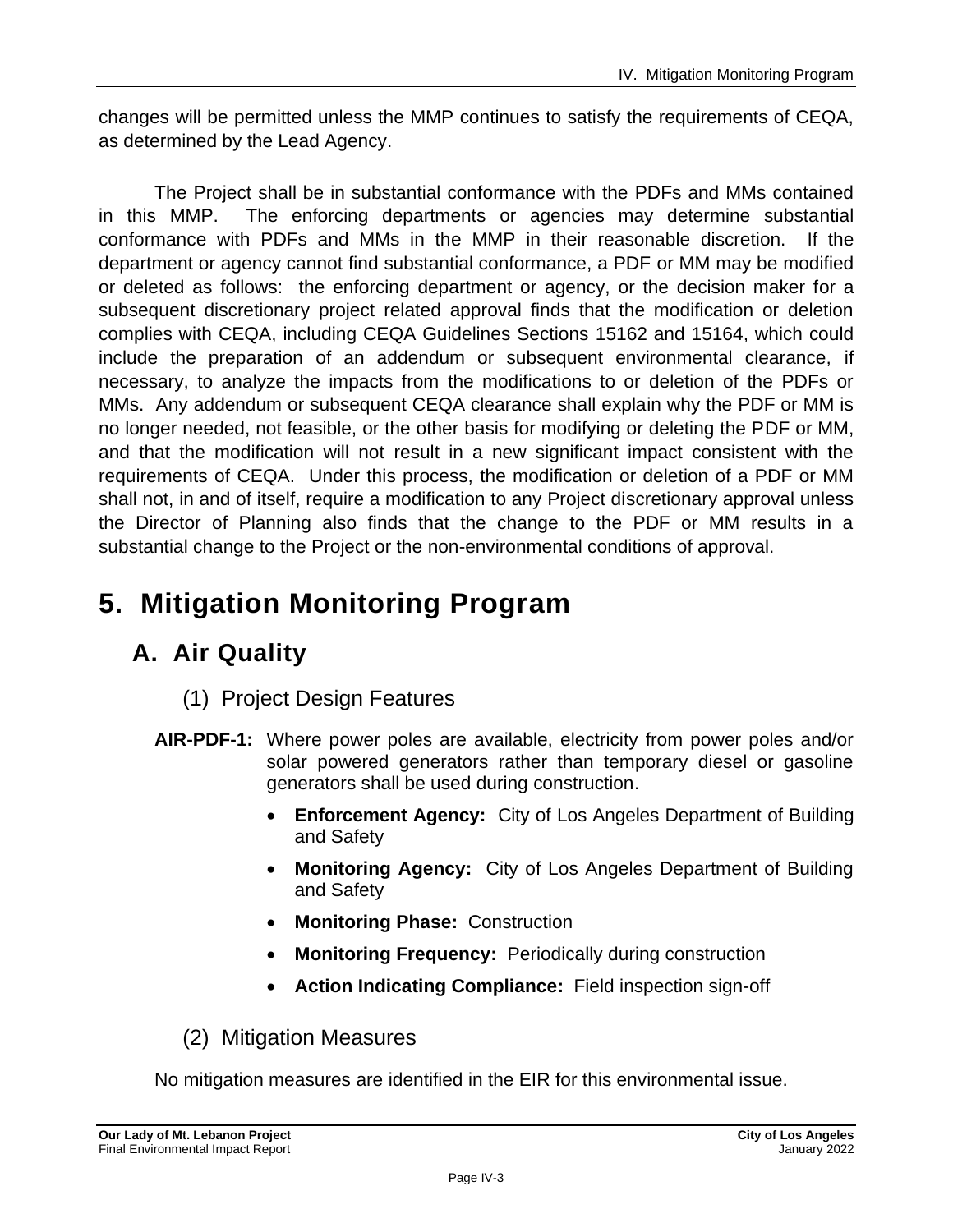changes will be permitted unless the MMP continues to satisfy the requirements of CEQA, as determined by the Lead Agency.

The Project shall be in substantial conformance with the PDFs and MMs contained in this MMP. The enforcing departments or agencies may determine substantial conformance with PDFs and MMs in the MMP in their reasonable discretion. If the department or agency cannot find substantial conformance, a PDF or MM may be modified or deleted as follows: the enforcing department or agency, or the decision maker for a subsequent discretionary project related approval finds that the modification or deletion complies with CEQA, including CEQA Guidelines Sections 15162 and 15164, which could include the preparation of an addendum or subsequent environmental clearance, if necessary, to analyze the impacts from the modifications to or deletion of the PDFs or MMs. Any addendum or subsequent CEQA clearance shall explain why the PDF or MM is no longer needed, not feasible, or the other basis for modifying or deleting the PDF or MM, and that the modification will not result in a new significant impact consistent with the requirements of CEQA. Under this process, the modification or deletion of a PDF or MM shall not, in and of itself, require a modification to any Project discretionary approval unless the Director of Planning also finds that the change to the PDF or MM results in a substantial change to the Project or the non-environmental conditions of approval.

# 5. Mitigation Monitoring Program

## A. Air Quality

### (1) Project Design Features

**AIR-PDF-1:** Where power poles are available, electricity from power poles and/or solar powered generators rather than temporary diesel or gasoline generators shall be used during construction.

- **Enforcement Agency:** City of Los Angeles Department of Building and Safety
- **Monitoring Agency:** City of Los Angeles Department of Building and Safety
- **Monitoring Phase:** Construction
- **Monitoring Frequency:** Periodically during construction
- **Action Indicating Compliance:** Field inspection sign-off

### (2) Mitigation Measures

No mitigation measures are identified in the EIR for this environmental issue.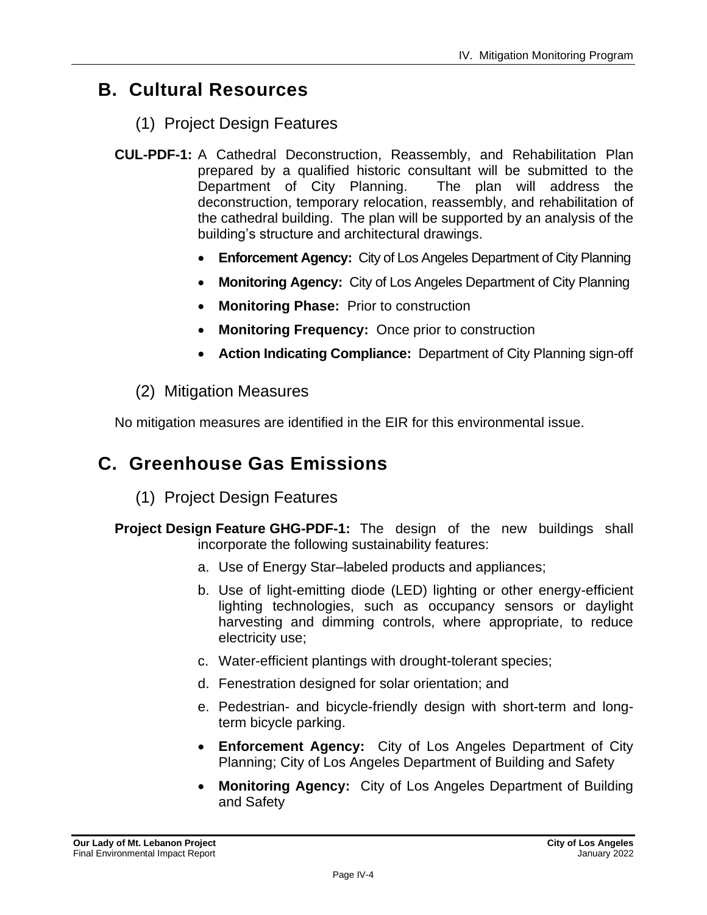## B. Cultural Resources

### (1) Project Design Features

**CUL-PDF-1:** A Cathedral Deconstruction, Reassembly, and Rehabilitation Plan prepared by a qualified historic consultant will be submitted to the Department of City Planning. The plan will address the deconstruction, temporary relocation, reassembly, and rehabilitation of the cathedral building. The plan will be supported by an analysis of the building's structure and architectural drawings.

- **Enforcement Agency:** City of Los Angeles Department of City Planning
- **Monitoring Agency:** City of Los Angeles Department of City Planning
- **Monitoring Phase:** Prior to construction
- **Monitoring Frequency:** Once prior to construction
- **Action Indicating Compliance:** Department of City Planning sign-off

### (2) Mitigation Measures

No mitigation measures are identified in the EIR for this environmental issue.

## C. Greenhouse Gas Emissions

### (1) Project Design Features

**Project Design Feature GHG-PDF-1:** The design of the new buildings shall incorporate the following sustainability features:

a. Use of Energy Star–labeled products and appliances;

b. Use of light-emitting diode (LED) lighting or other energy-efficient lighting technologies, such as occupancy sensors or daylight harvesting and dimming controls, where appropriate, to reduce electricity use;

c. Water-efficient plantings with drought-tolerant species;

d. Fenestration designed for solar orientation; and

e. Pedestrian- and bicycle-friendly design with short-term and long-term bicycle parking.

- **Enforcement Agency:** City of Los Angeles Department of City Planning; City of Los Angeles Department of Building and Safety
- **Monitoring Agency:** City of Los Angeles Department of Building and Safety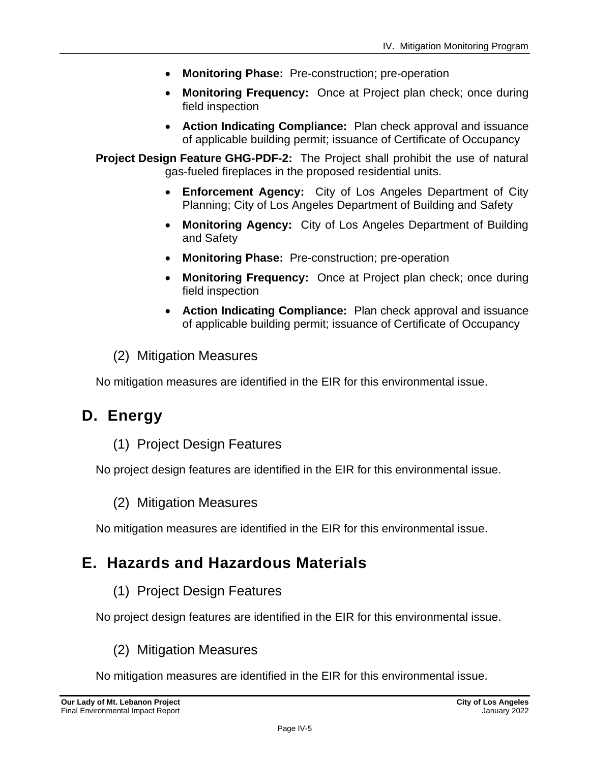- **Monitoring Phase:** Pre-construction; pre-operation
- **Monitoring Frequency:** Once at Project plan check; once during field inspection
- **Action Indicating Compliance:** Plan check approval and issuance of applicable building permit; issuance of Certificate of Occupancy

**Project Design Feature GHG-PDF-2:** The Project shall prohibit the use of natural gas-fueled fireplaces in the proposed residential units.

- **Enforcement Agency:** City of Los Angeles Department of City Planning; City of Los Angeles Department of Building and Safety
- **Monitoring Agency:** City of Los Angeles Department of Building and Safety
- **Monitoring Phase:** Pre-construction; pre-operation
- **Monitoring Frequency:** Once at Project plan check; once during field inspection
- **Action Indicating Compliance:** Plan check approval and issuance of applicable building permit; issuance of Certificate of Occupancy

### (2) Mitigation Measures

No mitigation measures are identified in the EIR for this environmental issue.

## D. Energy

### (1) Project Design Features

No project design features are identified in the EIR for this environmental issue.

### (2) Mitigation Measures

No mitigation measures are identified in the EIR for this environmental issue.

## E. Hazards and Hazardous Materials

### (1) Project Design Features

No project design features are identified in the EIR for this environmental issue.

### (2) Mitigation Measures

No mitigation measures are identified in the EIR for this environmental issue.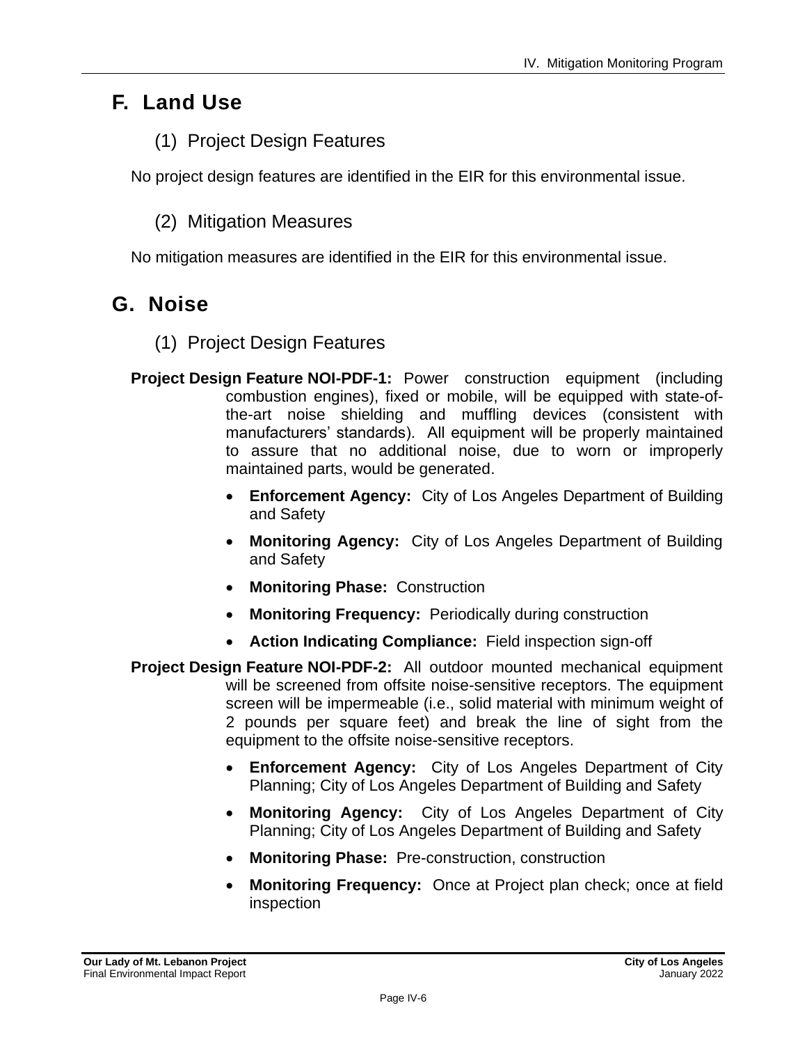## F. Land Use

### (1) Project Design Features

No project design features are identified in the EIR for this environmental issue.

### (2) Mitigation Measures

No mitigation measures are identified in the EIR for this environmental issue.

## G. Noise

### (1) Project Design Features

**Project Design Feature NOI-PDF-1:** Power construction equipment (including combustion engines), fixed or mobile, will be equipped with state-of-the-art noise shielding and muffling devices (consistent with manufacturers' standards). All equipment will be properly maintained to assure that no additional noise, due to worn or improperly maintained parts, would be generated.

- **Enforcement Agency:** City of Los Angeles Department of Building and Safety
- **Monitoring Agency:** City of Los Angeles Department of Building and Safety
- **Monitoring Phase:** Construction
- **Monitoring Frequency:** Periodically during construction
- **Action Indicating Compliance:** Field inspection sign-off

**Project Design Feature NOI-PDF-2:** All outdoor mounted mechanical equipment will be screened from offsite noise-sensitive receptors. The equipment screen will be impermeable (i.e., solid material with minimum weight of 2 pounds per square feet) and break the line of sight from the equipment to the offsite noise-sensitive receptors.

- **Enforcement Agency:** City of Los Angeles Department of City Planning; City of Los Angeles Department of Building and Safety
- **Monitoring Agency:** City of Los Angeles Department of City Planning; City of Los Angeles Department of Building and Safety
- **Monitoring Phase:** Pre-construction, construction
- **Monitoring Frequency:** Once at Project plan check; once at field inspection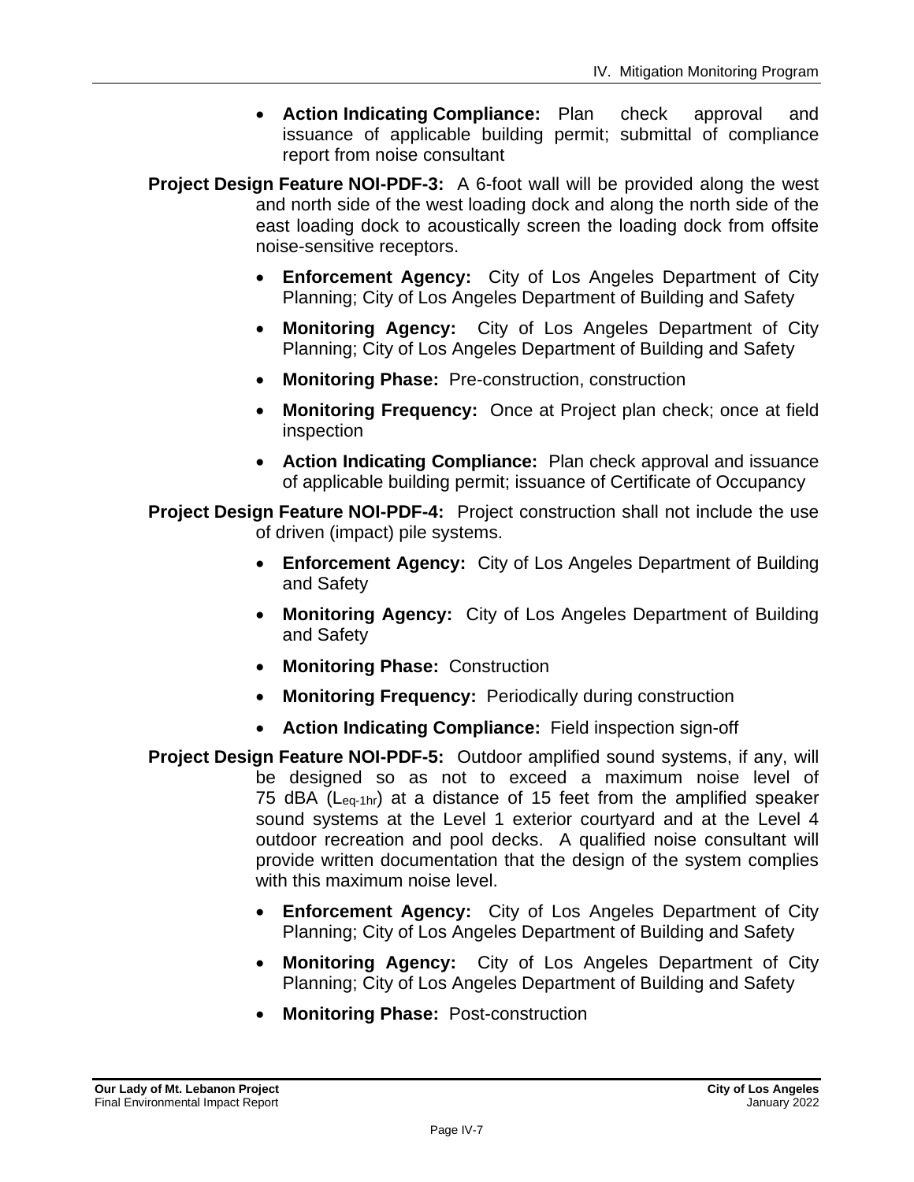- **Action Indicating Compliance:** Plan check approval and issuance of applicable building permit; submittal of compliance report from noise consultant

**Project Design Feature NOI-PDF-3:** A 6-foot wall will be provided along the west and north side of the west loading dock and along the north side of the east loading dock to acoustically screen the loading dock from offsite noise-sensitive receptors.

- **Enforcement Agency:** City of Los Angeles Department of City Planning; City of Los Angeles Department of Building and Safety
- **Monitoring Agency:** City of Los Angeles Department of City Planning; City of Los Angeles Department of Building and Safety
- **Monitoring Phase:** Pre-construction, construction
- **Monitoring Frequency:** Once at Project plan check; once at field inspection
- **Action Indicating Compliance:** Plan check approval and issuance of applicable building permit; issuance of Certificate of Occupancy

**Project Design Feature NOI-PDF-4:** Project construction shall not include the use of driven (impact) pile systems.

- **Enforcement Agency:** City of Los Angeles Department of Building and Safety
- **Monitoring Agency:** City of Los Angeles Department of Building and Safety
- **Monitoring Phase:** Construction
- **Monitoring Frequency:** Periodically during construction
- **Action Indicating Compliance:** Field inspection sign-off

**Project Design Feature NOI-PDF-5:** Outdoor amplified sound systems, if any, will be designed so as not to exceed a maximum noise level of 75 dBA ($L_{eq\text{-}1hr}$) at a distance of 15 feet from the amplified speaker sound systems at the Level 1 exterior courtyard and at the Level 4 outdoor recreation and pool decks. A qualified noise consultant will provide written documentation that the design of the system complies with this maximum noise level.

- **Enforcement Agency:** City of Los Angeles Department of City Planning; City of Los Angeles Department of Building and Safety
- **Monitoring Agency:** City of Los Angeles Department of City Planning; City of Los Angeles Department of Building and Safety
- **Monitoring Phase:** Post-construction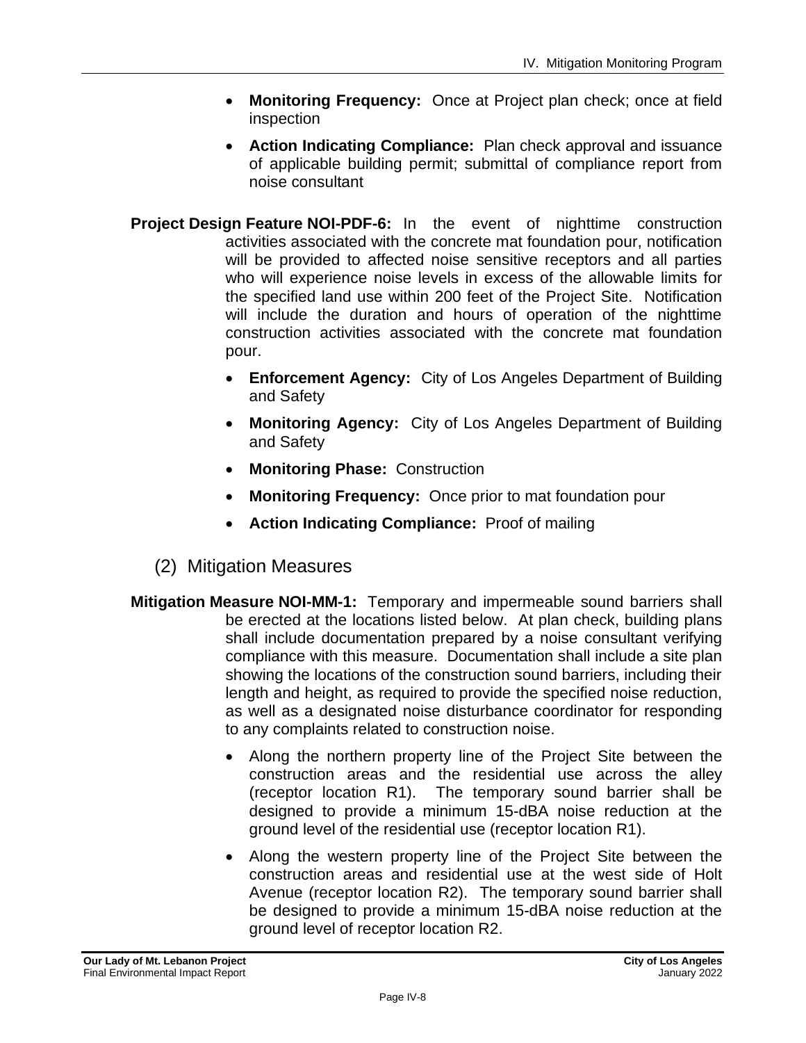- **Monitoring Frequency:** Once at Project plan check; once at field inspection
- **Action Indicating Compliance:** Plan check approval and issuance of applicable building permit; submittal of compliance report from noise consultant

**Project Design Feature NOI-PDF-6:** In the event of nighttime construction activities associated with the concrete mat foundation pour, notification will be provided to affected noise sensitive receptors and all parties who will experience noise levels in excess of the allowable limits for the specified land use within 200 feet of the Project Site. Notification will include the duration and hours of operation of the nighttime construction activities associated with the concrete mat foundation pour.

- **Enforcement Agency:** City of Los Angeles Department of Building and Safety
- **Monitoring Agency:** City of Los Angeles Department of Building and Safety
- **Monitoring Phase:** Construction
- **Monitoring Frequency:** Once prior to mat foundation pour
- **Action Indicating Compliance:** Proof of mailing

## (2) Mitigation Measures

**Mitigation Measure NOI-MM-1:** Temporary and impermeable sound barriers shall be erected at the locations listed below. At plan check, building plans shall include documentation prepared by a noise consultant verifying compliance with this measure. Documentation shall include a site plan showing the locations of the construction sound barriers, including their length and height, as required to provide the specified noise reduction, as well as a designated noise disturbance coordinator for responding to any complaints related to construction noise.

- Along the northern property line of the Project Site between the construction areas and the residential use across the alley (receptor location R1). The temporary sound barrier shall be designed to provide a minimum 15-dBA noise reduction at the ground level of the residential use (receptor location R1).
- Along the western property line of the Project Site between the construction areas and residential use at the west side of Holt Avenue (receptor location R2). The temporary sound barrier shall be designed to provide a minimum 15-dBA noise reduction at the ground level of receptor location R2.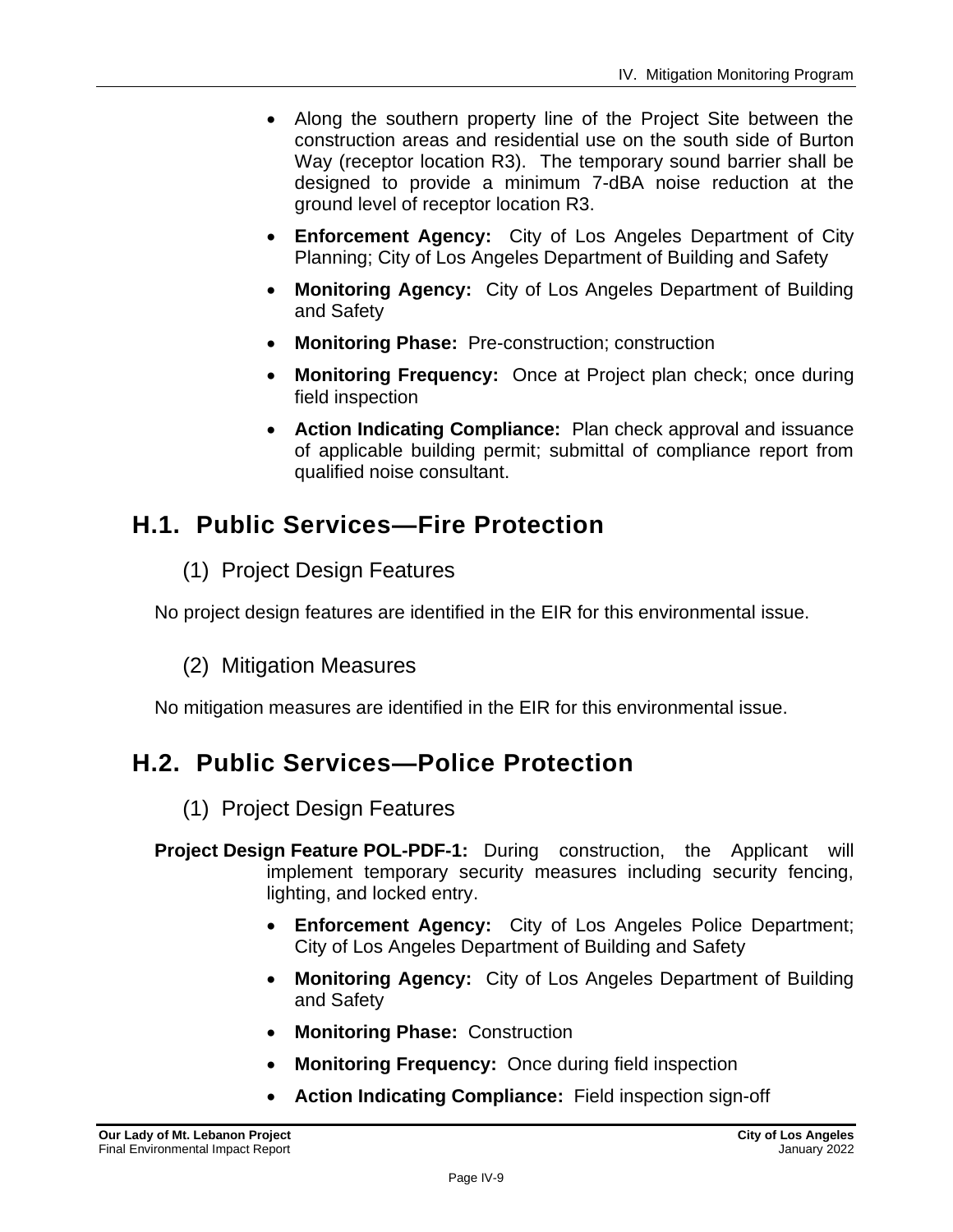- Along the southern property line of the Project Site between the construction areas and residential use on the south side of Burton Way (receptor location R3). The temporary sound barrier shall be designed to provide a minimum 7-dBA noise reduction at the ground level of receptor location R3.

- **Enforcement Agency:** City of Los Angeles Department of City Planning; City of Los Angeles Department of Building and Safety
- **Monitoring Agency:** City of Los Angeles Department of Building and Safety
- **Monitoring Phase:** Pre-construction; construction
- **Monitoring Frequency:** Once at Project plan check; once during field inspection
- **Action Indicating Compliance:** Plan check approval and issuance of applicable building permit; submittal of compliance report from qualified noise consultant.

## H.1. Public Services—Fire Protection

### (1) Project Design Features

No project design features are identified in the EIR for this environmental issue.

### (2) Mitigation Measures

No mitigation measures are identified in the EIR for this environmental issue.

## H.2. Public Services—Police Protection

### (1) Project Design Features

**Project Design Feature POL-PDF-1:** During construction, the Applicant will implement temporary security measures including security fencing, lighting, and locked entry.

- **Enforcement Agency:** City of Los Angeles Police Department; City of Los Angeles Department of Building and Safety
- **Monitoring Agency:** City of Los Angeles Department of Building and Safety
- **Monitoring Phase:** Construction
- **Monitoring Frequency:** Once during field inspection
- **Action Indicating Compliance:** Field inspection sign-off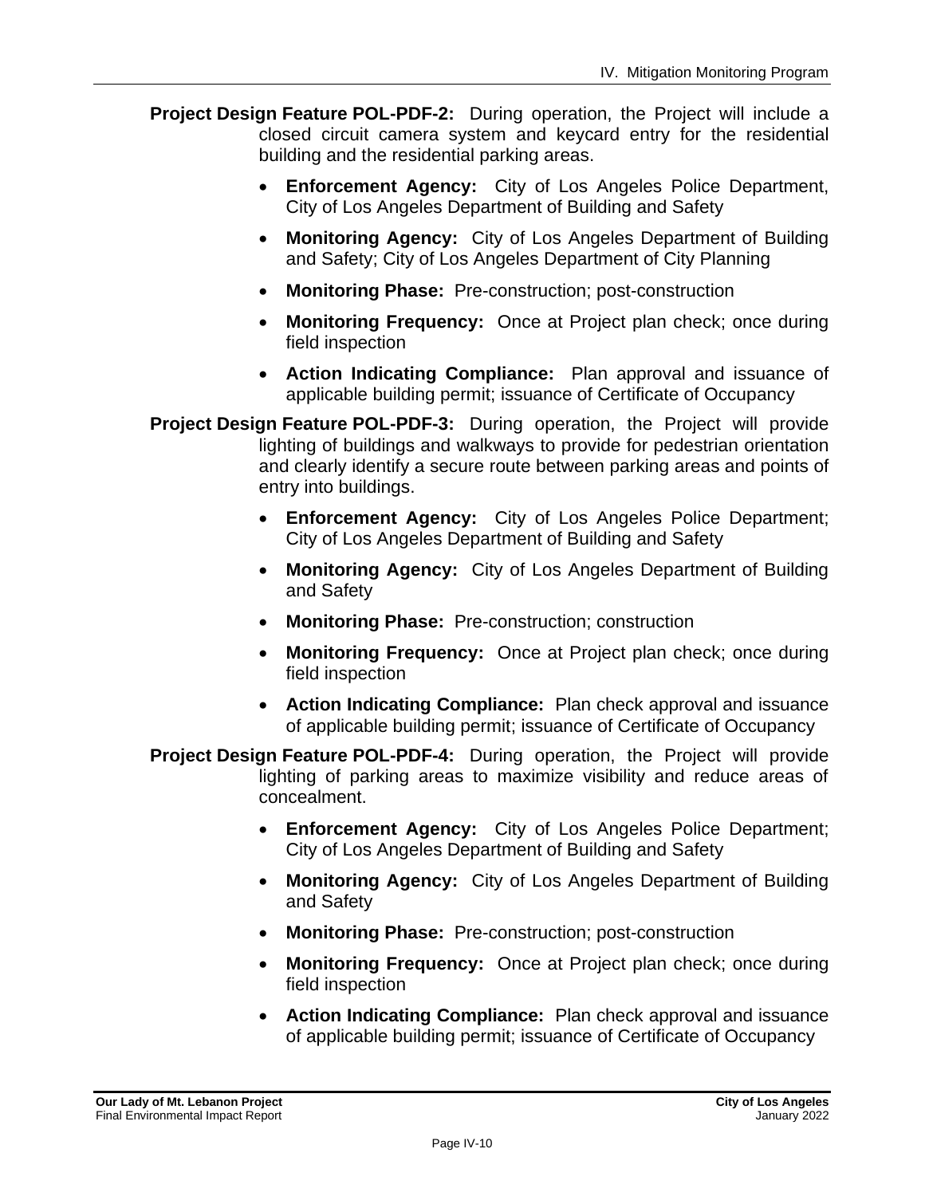**Project Design Feature POL-PDF-2:** During operation, the Project will include a closed circuit camera system and keycard entry for the residential building and the residential parking areas.

- **Enforcement Agency:** City of Los Angeles Police Department, City of Los Angeles Department of Building and Safety
- **Monitoring Agency:** City of Los Angeles Department of Building and Safety; City of Los Angeles Department of City Planning
- **Monitoring Phase:** Pre-construction; post-construction
- **Monitoring Frequency:** Once at Project plan check; once during field inspection
- **Action Indicating Compliance:** Plan approval and issuance of applicable building permit; issuance of Certificate of Occupancy

**Project Design Feature POL-PDF-3:** During operation, the Project will provide lighting of buildings and walkways to provide for pedestrian orientation and clearly identify a secure route between parking areas and points of entry into buildings.

- **Enforcement Agency:** City of Los Angeles Police Department; City of Los Angeles Department of Building and Safety
- **Monitoring Agency:** City of Los Angeles Department of Building and Safety
- **Monitoring Phase:** Pre-construction; construction
- **Monitoring Frequency:** Once at Project plan check; once during field inspection
- **Action Indicating Compliance:** Plan check approval and issuance of applicable building permit; issuance of Certificate of Occupancy

**Project Design Feature POL-PDF-4:** During operation, the Project will provide lighting of parking areas to maximize visibility and reduce areas of concealment.

- **Enforcement Agency:** City of Los Angeles Police Department; City of Los Angeles Department of Building and Safety
- **Monitoring Agency:** City of Los Angeles Department of Building and Safety
- **Monitoring Phase:** Pre-construction; post-construction
- **Monitoring Frequency:** Once at Project plan check; once during field inspection
- **Action Indicating Compliance:** Plan check approval and issuance of applicable building permit; issuance of Certificate of Occupancy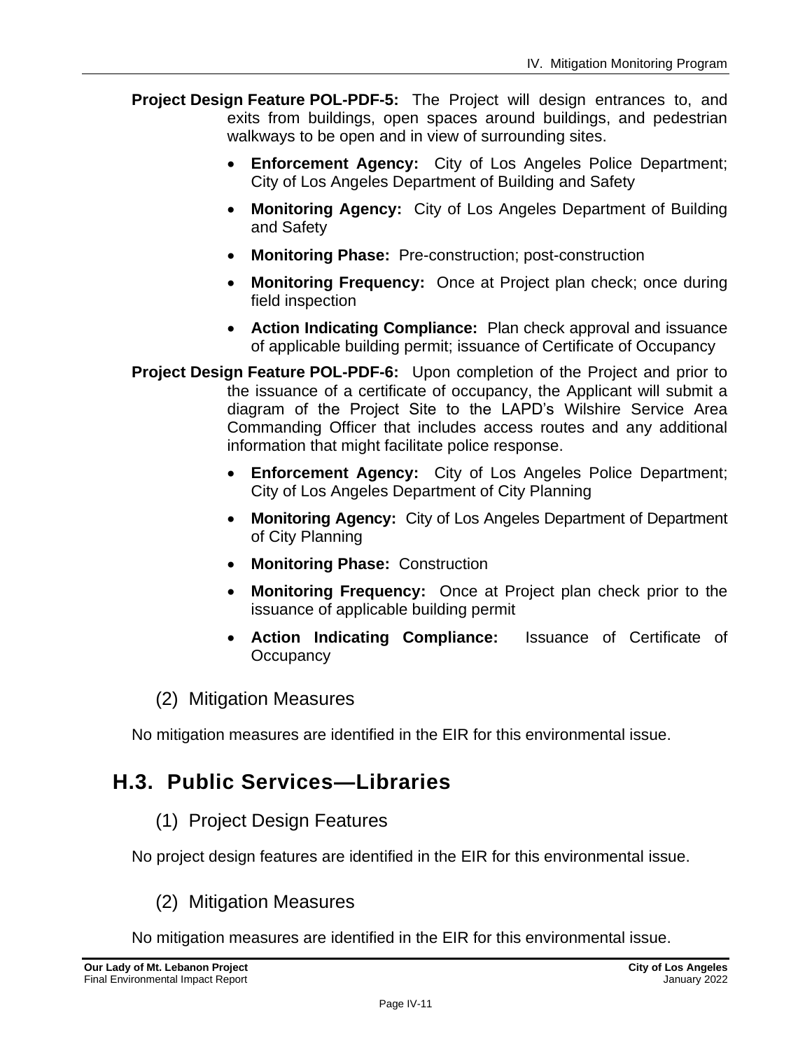**Project Design Feature POL-PDF-5:** The Project will design entrances to, and exits from buildings, open spaces around buildings, and pedestrian walkways to be open and in view of surrounding sites.

- **Enforcement Agency:** City of Los Angeles Police Department; City of Los Angeles Department of Building and Safety
- **Monitoring Agency:** City of Los Angeles Department of Building and Safety
- **Monitoring Phase:** Pre-construction; post-construction
- **Monitoring Frequency:** Once at Project plan check; once during field inspection
- **Action Indicating Compliance:** Plan check approval and issuance of applicable building permit; issuance of Certificate of Occupancy

**Project Design Feature POL-PDF-6:** Upon completion of the Project and prior to the issuance of a certificate of occupancy, the Applicant will submit a diagram of the Project Site to the LAPD's Wilshire Service Area Commanding Officer that includes access routes and any additional information that might facilitate police response.

- **Enforcement Agency:** City of Los Angeles Police Department; City of Los Angeles Department of City Planning
- **Monitoring Agency:** City of Los Angeles Department of Department of City Planning
- **Monitoring Phase:** Construction
- **Monitoring Frequency:** Once at Project plan check prior to the issuance of applicable building permit
- **Action Indicating Compliance:** Issuance of Certificate of Occupancy

### (2) Mitigation Measures

No mitigation measures are identified in the EIR for this environmental issue.

## H.3. Public Services—Libraries

### (1) Project Design Features

No project design features are identified in the EIR for this environmental issue.

### (2) Mitigation Measures

No mitigation measures are identified in the EIR for this environmental issue.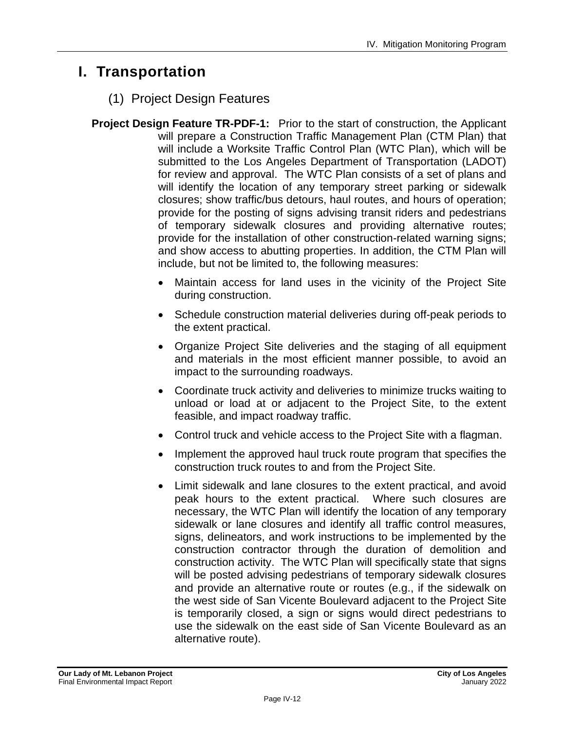# I. Transportation

## (1) Project Design Features

**Project Design Feature TR-PDF-1:** Prior to the start of construction, the Applicant will prepare a Construction Traffic Management Plan (CTM Plan) that will include a Worksite Traffic Control Plan (WTC Plan), which will be submitted to the Los Angeles Department of Transportation (LADOT) for review and approval. The WTC Plan consists of a set of plans and will identify the location of any temporary street parking or sidewalk closures; show traffic/bus detours, haul routes, and hours of operation; provide for the posting of signs advising transit riders and pedestrians of temporary sidewalk closures and providing alternative routes; provide for the installation of other construction-related warning signs; and show access to abutting properties. In addition, the CTM Plan will include, but not be limited to, the following measures:

- Maintain access for land uses in the vicinity of the Project Site during construction.
- Schedule construction material deliveries during off-peak periods to the extent practical.
- Organize Project Site deliveries and the staging of all equipment and materials in the most efficient manner possible, to avoid an impact to the surrounding roadways.
- Coordinate truck activity and deliveries to minimize trucks waiting to unload or load at or adjacent to the Project Site, to the extent feasible, and impact roadway traffic.
- Control truck and vehicle access to the Project Site with a flagman.
- Implement the approved haul truck route program that specifies the construction truck routes to and from the Project Site.
- Limit sidewalk and lane closures to the extent practical, and avoid peak hours to the extent practical. Where such closures are necessary, the WTC Plan will identify the location of any temporary sidewalk or lane closures and identify all traffic control measures, signs, delineators, and work instructions to be implemented by the construction contractor through the duration of demolition and construction activity. The WTC Plan will specifically state that signs will be posted advising pedestrians of temporary sidewalk closures and provide an alternative route or routes (e.g., if the sidewalk on the west side of San Vicente Boulevard adjacent to the Project Site is temporarily closed, a sign or signs would direct pedestrians to use the sidewalk on the east side of San Vicente Boulevard as an alternative route).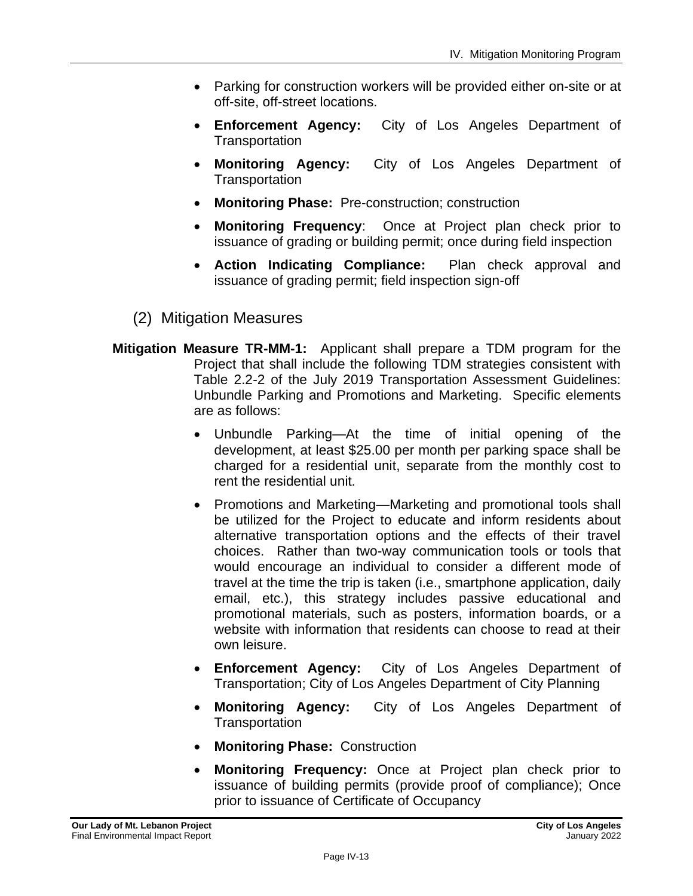- Parking for construction workers will be provided either on-site or at off-site, off-street locations.
- **Enforcement Agency:** City of Los Angeles Department of Transportation
- **Monitoring Agency:** City of Los Angeles Department of Transportation
- **Monitoring Phase:** Pre-construction; construction
- **Monitoring Frequency**: Once at Project plan check prior to issuance of grading or building permit; once during field inspection
- **Action Indicating Compliance:** Plan check approval and issuance of grading permit; field inspection sign-off

## (2) Mitigation Measures

**Mitigation Measure TR-MM-1:** Applicant shall prepare a TDM program for the Project that shall include the following TDM strategies consistent with Table 2.2-2 of the July 2019 Transportation Assessment Guidelines: Unbundle Parking and Promotions and Marketing. Specific elements are as follows:

- Unbundle Parking—At the time of initial opening of the development, at least $25.00 per month per parking space shall be charged for a residential unit, separate from the monthly cost to rent the residential unit.
- Promotions and Marketing—Marketing and promotional tools shall be utilized for the Project to educate and inform residents about alternative transportation options and the effects of their travel choices. Rather than two-way communication tools or tools that would encourage an individual to consider a different mode of travel at the time the trip is taken (i.e., smartphone application, daily email, etc.), this strategy includes passive educational and promotional materials, such as posters, information boards, or a website with information that residents can choose to read at their own leisure.
- **Enforcement Agency:** City of Los Angeles Department of Transportation; City of Los Angeles Department of City Planning
- **Monitoring Agency:** City of Los Angeles Department of Transportation
- **Monitoring Phase:** Construction
- **Monitoring Frequency:** Once at Project plan check prior to issuance of building permits (provide proof of compliance); Once prior to issuance of Certificate of Occupancy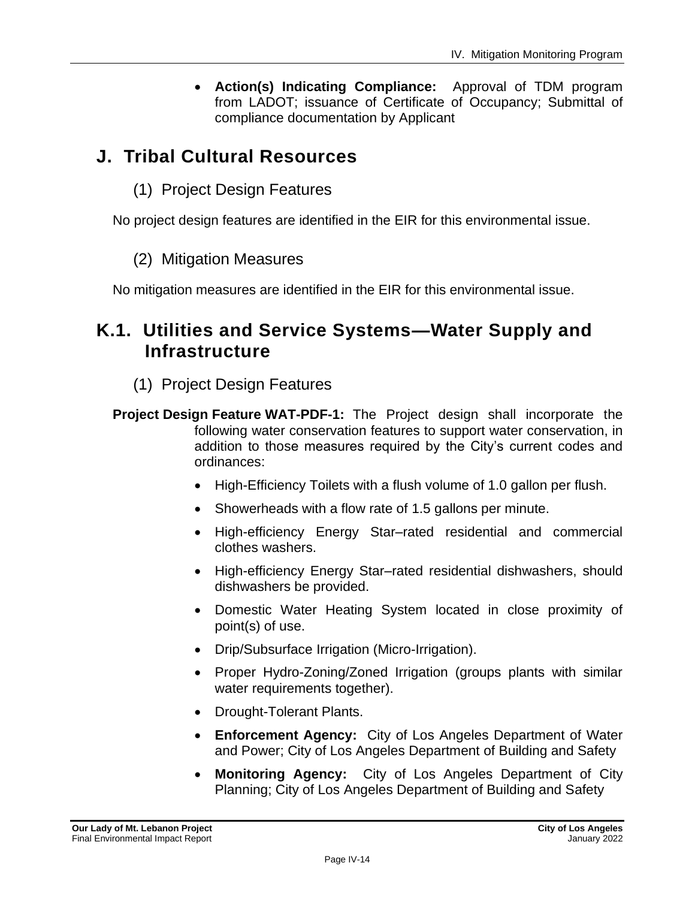- **Action(s) Indicating Compliance:** Approval of TDM program from LADOT; issuance of Certificate of Occupancy; Submittal of compliance documentation by Applicant

## J. Tribal Cultural Resources

### (1) Project Design Features

No project design features are identified in the EIR for this environmental issue.

### (2) Mitigation Measures

No mitigation measures are identified in the EIR for this environmental issue.

## K.1. Utilities and Service Systems—Water Supply and Infrastructure

### (1) Project Design Features

**Project Design Feature WAT-PDF-1:** The Project design shall incorporate the following water conservation features to support water conservation, in addition to those measures required by the City's current codes and ordinances:

- High-Efficiency Toilets with a flush volume of 1.0 gallon per flush.
- Showerheads with a flow rate of 1.5 gallons per minute.
- High-efficiency Energy Star–rated residential and commercial clothes washers.
- High-efficiency Energy Star–rated residential dishwashers, should dishwashers be provided.
- Domestic Water Heating System located in close proximity of point(s) of use.
- Drip/Subsurface Irrigation (Micro-Irrigation).
- Proper Hydro-Zoning/Zoned Irrigation (groups plants with similar water requirements together).
- Drought-Tolerant Plants.
- **Enforcement Agency:** City of Los Angeles Department of Water and Power; City of Los Angeles Department of Building and Safety
- **Monitoring Agency:** City of Los Angeles Department of City Planning; City of Los Angeles Department of Building and Safety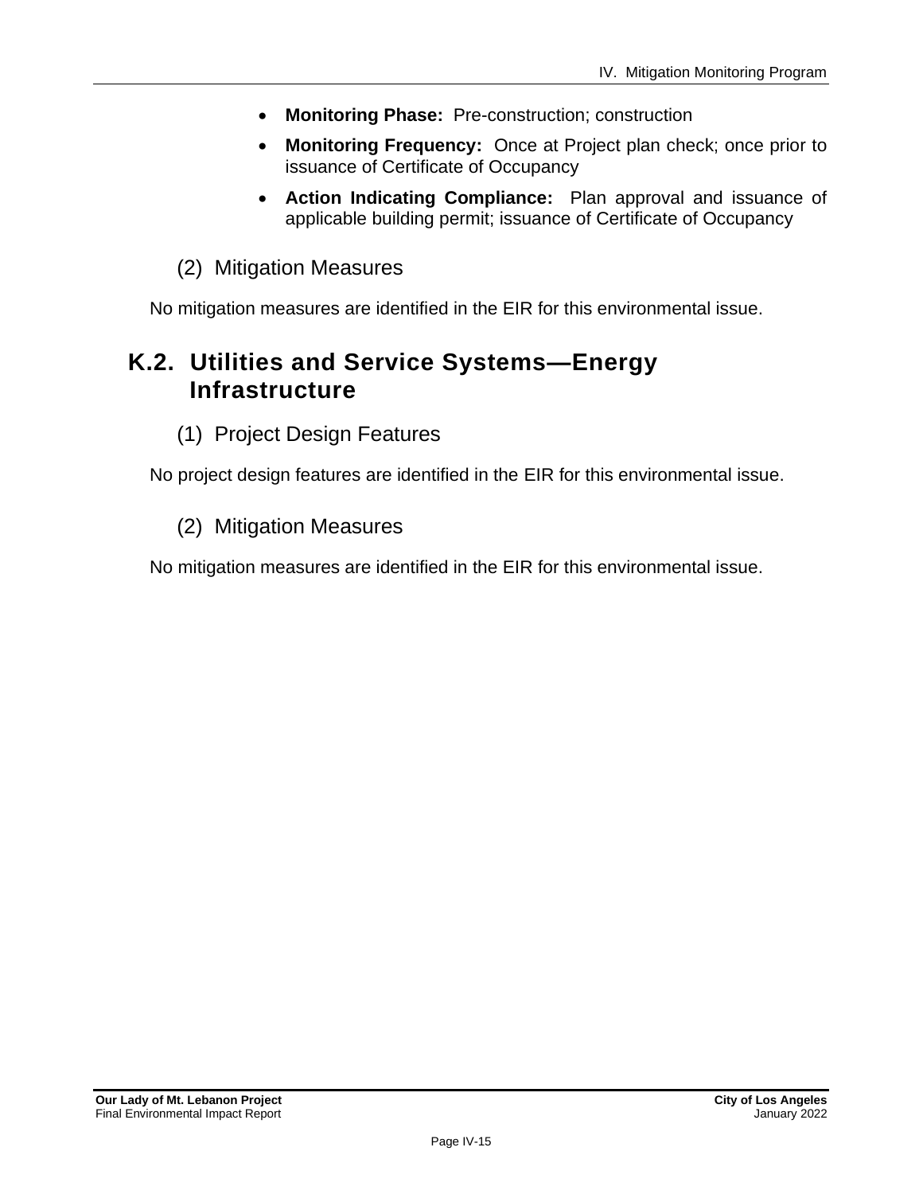- **Monitoring Phase:** Pre-construction; construction
- **Monitoring Frequency:** Once at Project plan check; once prior to issuance of Certificate of Occupancy
- **Action Indicating Compliance:** Plan approval and issuance of applicable building permit; issuance of Certificate of Occupancy

### (2) Mitigation Measures

No mitigation measures are identified in the EIR for this environmental issue.

## K.2. Utilities and Service Systems—Energy Infrastructure

### (1) Project Design Features

No project design features are identified in the EIR for this environmental issue.

### (2) Mitigation Measures

No mitigation measures are identified in the EIR for this environmental issue.